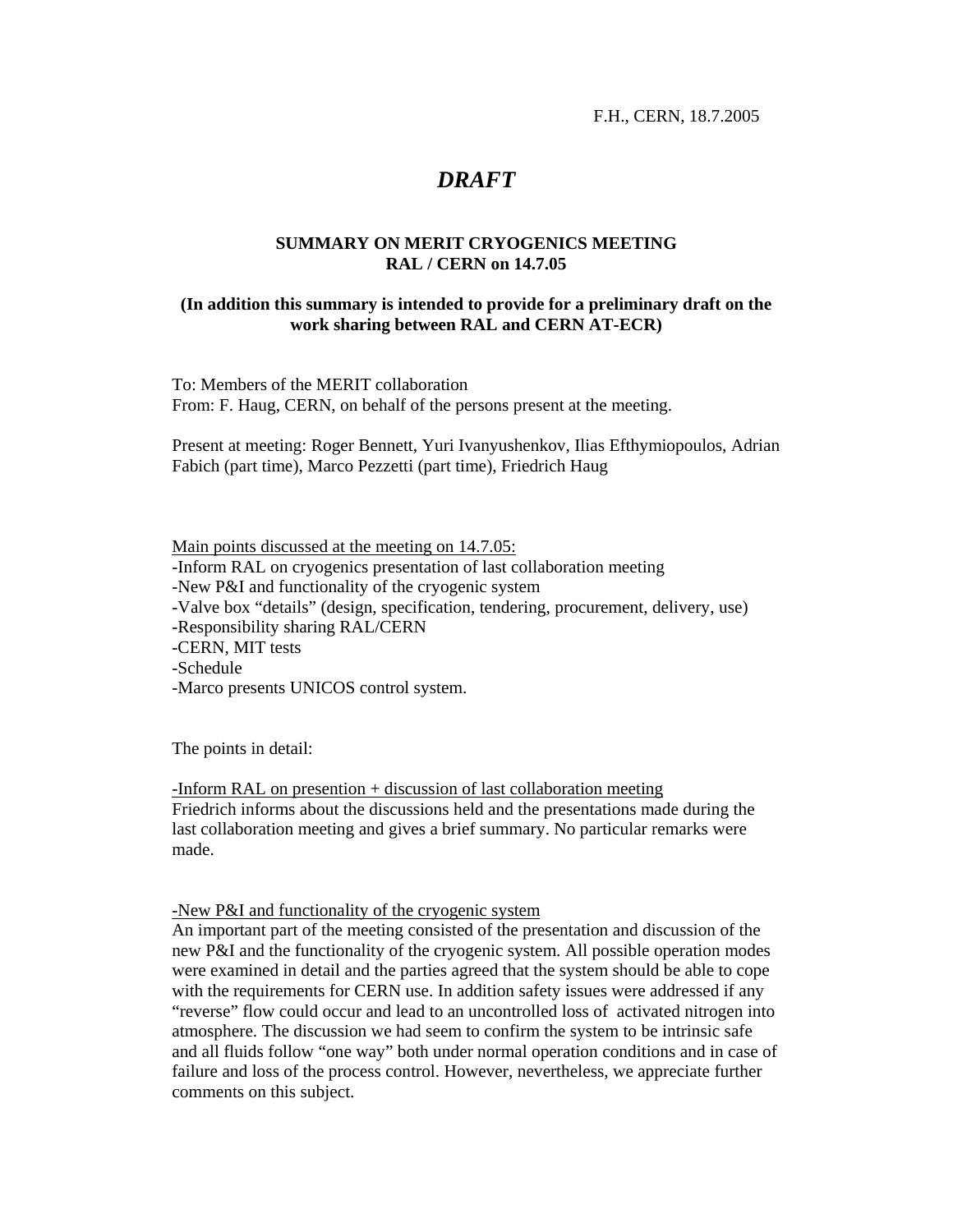F.H., CERN, 18.7.2005

# *DRAFT*

## SUMMARY ON MERIT CRYOGENICS MEETING RAL / CERN on 14.7.05

### (In addition this summary is intended to provide for a preliminary draft on the work sharing between RAL and CERN AT-ECR)

To: Members of the MERIT collaboration
From: F. Haug, CERN, on behalf of the persons present at the meeting.

Present at meeting: Roger Bennett, Yuri Ivanyushenkov, Ilias Efthymiopoulos, Adrian Fabich (part time), Marco Pezzetti (part time), Friedrich Haug

<u>Main points discussed at the meeting on 14.7.05:</u>
-Inform RAL on cryogenics presentation of last collaboration meeting
-New P&I and functionality of the cryogenic system
-Valve box "details" (design, specification, tendering, procurement, delivery, use)
-Responsibility sharing RAL/CERN
-CERN, MIT tests
-Schedule
-Marco presents UNICOS control system.

The points in detail:

<u>-Inform RAL on presention + discussion of last collaboration meeting</u>
Friedrich informs about the discussions held and the presentations made during the last collaboration meeting and gives a brief summary. No particular remarks were made.

<u>-New P&I and functionality of the cryogenic system</u>
An important part of the meeting consisted of the presentation and discussion of the new P&I and the functionality of the cryogenic system. All possible operation modes were examined in detail and the parties agreed that the system should be able to cope with the requirements for CERN use. In addition safety issues were addressed if any "reverse" flow could occur and lead to an uncontrolled loss of activated nitrogen into atmosphere. The discussion we had seem to confirm the system to be intrinsic safe and all fluids follow "one way" both under normal operation conditions and in case of failure and loss of the process control. However, nevertheless, we appreciate further comments on this subject.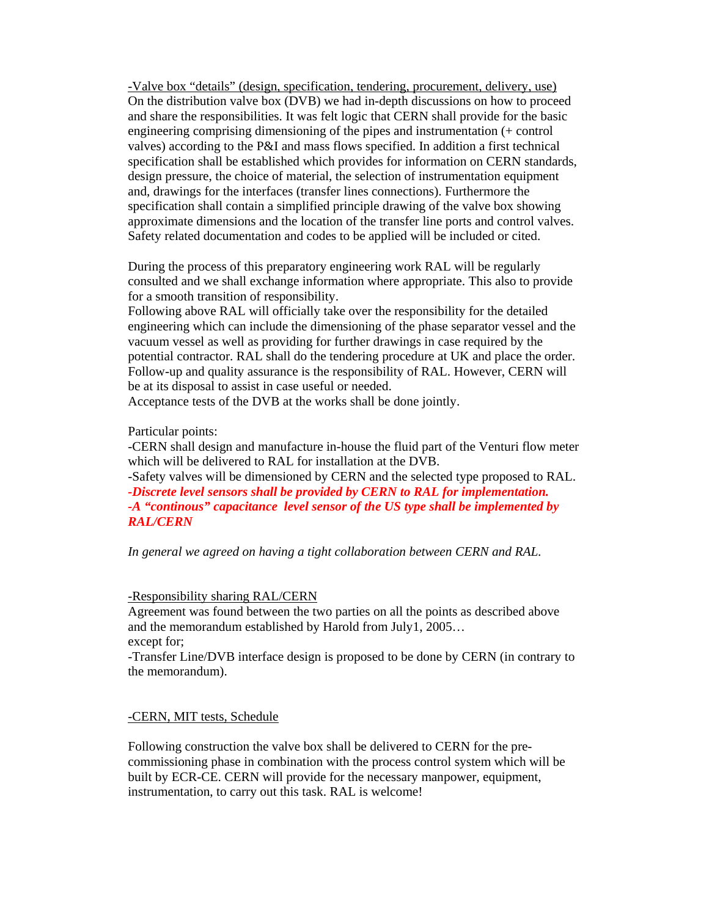-Valve box "details" (design, specification, tendering, procurement, delivery, use)

On the distribution valve box (DVB) we had in-depth discussions on how to proceed and share the responsibilities. It was felt logic that CERN shall provide for the basic engineering comprising dimensioning of the pipes and instrumentation (+ control valves) according to the P&I and mass flows specified. In addition a first technical specification shall be established which provides for information on CERN standards, design pressure, the choice of material, the selection of instrumentation equipment and, drawings for the interfaces (transfer lines connections). Furthermore the specification shall contain a simplified principle drawing of the valve box showing approximate dimensions and the location of the transfer line ports and control valves. Safety related documentation and codes to be applied will be included or cited.

During the process of this preparatory engineering work RAL will be regularly consulted and we shall exchange information where appropriate. This also to provide for a smooth transition of responsibility.
Following above RAL will officially take over the responsibility for the detailed engineering which can include the dimensioning of the phase separator vessel and the vacuum vessel as well as providing for further drawings in case required by the potential contractor. RAL shall do the tendering procedure at UK and place the order. Follow-up and quality assurance is the responsibility of RAL. However, CERN will be at its disposal to assist in case useful or needed.
Acceptance tests of the DVB at the works shall be done jointly.

Particular points:
-CERN shall design and manufacture in-house the fluid part of the Venturi flow meter which will be delivered to RAL for installation at the DVB.
-Safety valves will be dimensioned by CERN and the selected type proposed to RAL.
***-Discrete level sensors shall be provided by CERN to RAL for implementation.***
***-A "continous" capacitance level sensor of the US type shall be implemented by RAL/CERN***

*In general we agreed on having a tight collaboration between CERN and RAL.*

-Responsibility sharing RAL/CERN

Agreement was found between the two parties on all the points as described above and the memorandum established by Harold from July1, 2005…
except for;
-Transfer Line/DVB interface design is proposed to be done by CERN (in contrary to the memorandum).

-CERN, MIT tests, Schedule

Following construction the valve box shall be delivered to CERN for the pre-commissioning phase in combination with the process control system which will be built by ECR-CE. CERN will provide for the necessary manpower, equipment, instrumentation, to carry out this task. RAL is welcome!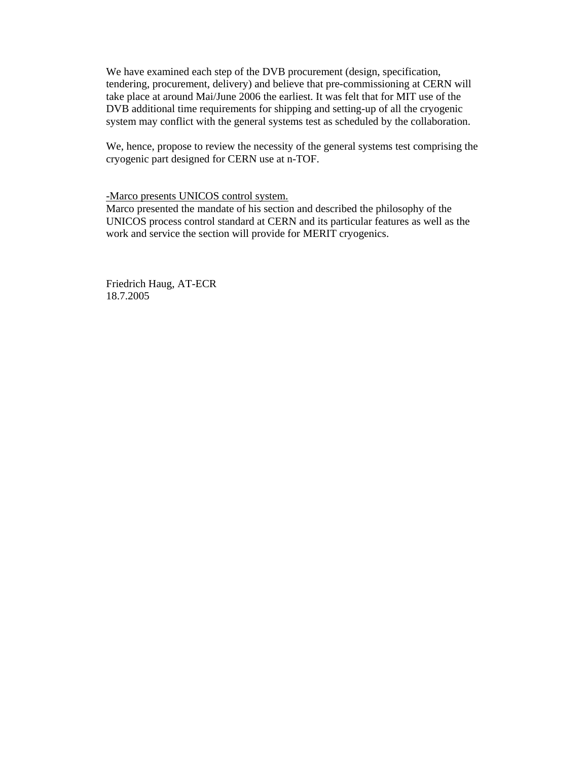We have examined each step of the DVB procurement (design, specification, tendering, procurement, delivery) and believe that pre-commissioning at CERN will take place at around Mai/June 2006 the earliest. It was felt that for MIT use of the DVB additional time requirements for shipping and setting-up of all the cryogenic system may conflict with the general systems test as scheduled by the collaboration.

We, hence, propose to review the necessity of the general systems test comprising the cryogenic part designed for CERN use at n-TOF.

<u>-Marco presents UNICOS control system.</u>
Marco presented the mandate of his section and described the philosophy of the UNICOS process control standard at CERN and its particular features as well as the work and service the section will provide for MERIT cryogenics.

Friedrich Haug, AT-ECR
18.7.2005